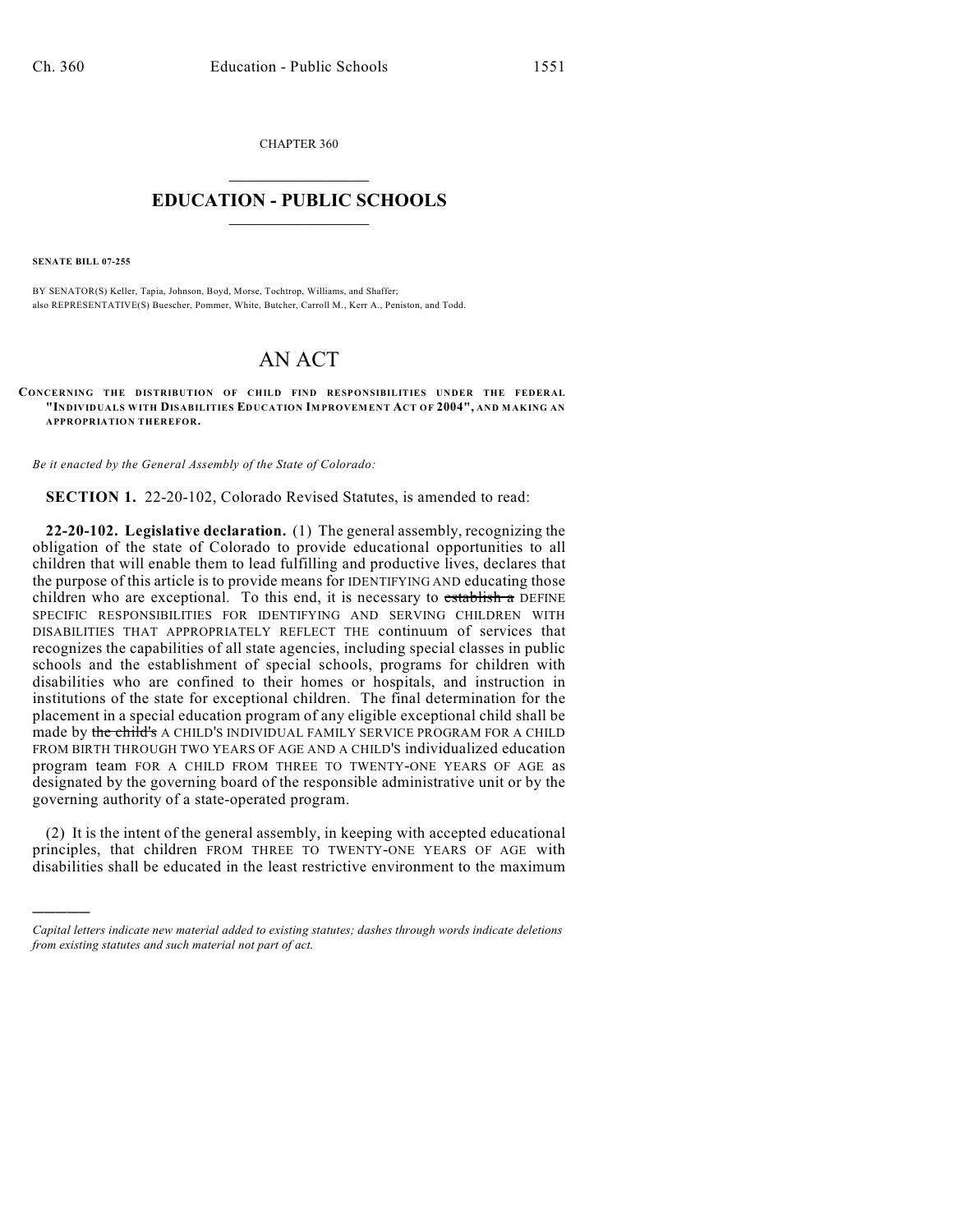CHAPTER 360

# EDUCATION - PUBLIC SCHOOLS

**SENATE BILL 07-255**

BY SENATOR(S) Keller, Tapia, Johnson, Boyd, Morse, Tochtrop, Williams, and Shaffer;
also REPRESENTATIVE(S) Buescher, Pommer, White, Butcher, Carroll M., Kerr A., Peniston, and Todd.

# AN ACT

**CONCERNING THE DISTRIBUTION OF CHILD FIND RESPONSIBILITIES UNDER THE FEDERAL "INDIVIDUALS WITH DISABILITIES EDUCATION IMPROVEMENT ACT OF 2004", AND MAKING AN APPROPRIATION THEREFOR.**

*Be it enacted by the General Assembly of the State of Colorado:*

**SECTION 1.** 22-20-102, Colorado Revised Statutes, is amended to read:

**22-20-102. Legislative declaration.** (1) The general assembly, recognizing the obligation of the state of Colorado to provide educational opportunities to all children that will enable them to lead fulfilling and productive lives, declares that the purpose of this article is to provide means for IDENTIFYING AND educating those children who are exceptional. To this end, it is necessary to ~~establish a~~ DEFINE SPECIFIC RESPONSIBILITIES FOR IDENTIFYING AND SERVING CHILDREN WITH DISABILITIES THAT APPROPRIATELY REFLECT THE continuum of services that recognizes the capabilities of all state agencies, including special classes in public schools and the establishment of special schools, programs for children with disabilities who are confined to their homes or hospitals, and instruction in institutions of the state for exceptional children. The final determination for the placement in a special education program of any eligible exceptional child shall be made by ~~the child's~~ A CHILD'S INDIVIDUAL FAMILY SERVICE PROGRAM FOR A CHILD FROM BIRTH THROUGH TWO YEARS OF AGE AND A CHILD'S individualized education program team FOR A CHILD FROM THREE TO TWENTY-ONE YEARS OF AGE as designated by the governing board of the responsible administrative unit or by the governing authority of a state-operated program.

(2) It is the intent of the general assembly, in keeping with accepted educational principles, that children FROM THREE TO TWENTY-ONE YEARS OF AGE with disabilities shall be educated in the least restrictive environment to the maximum

*Capital letters indicate new material added to existing statutes; dashes through words indicate deletions from existing statutes and such material not part of act.*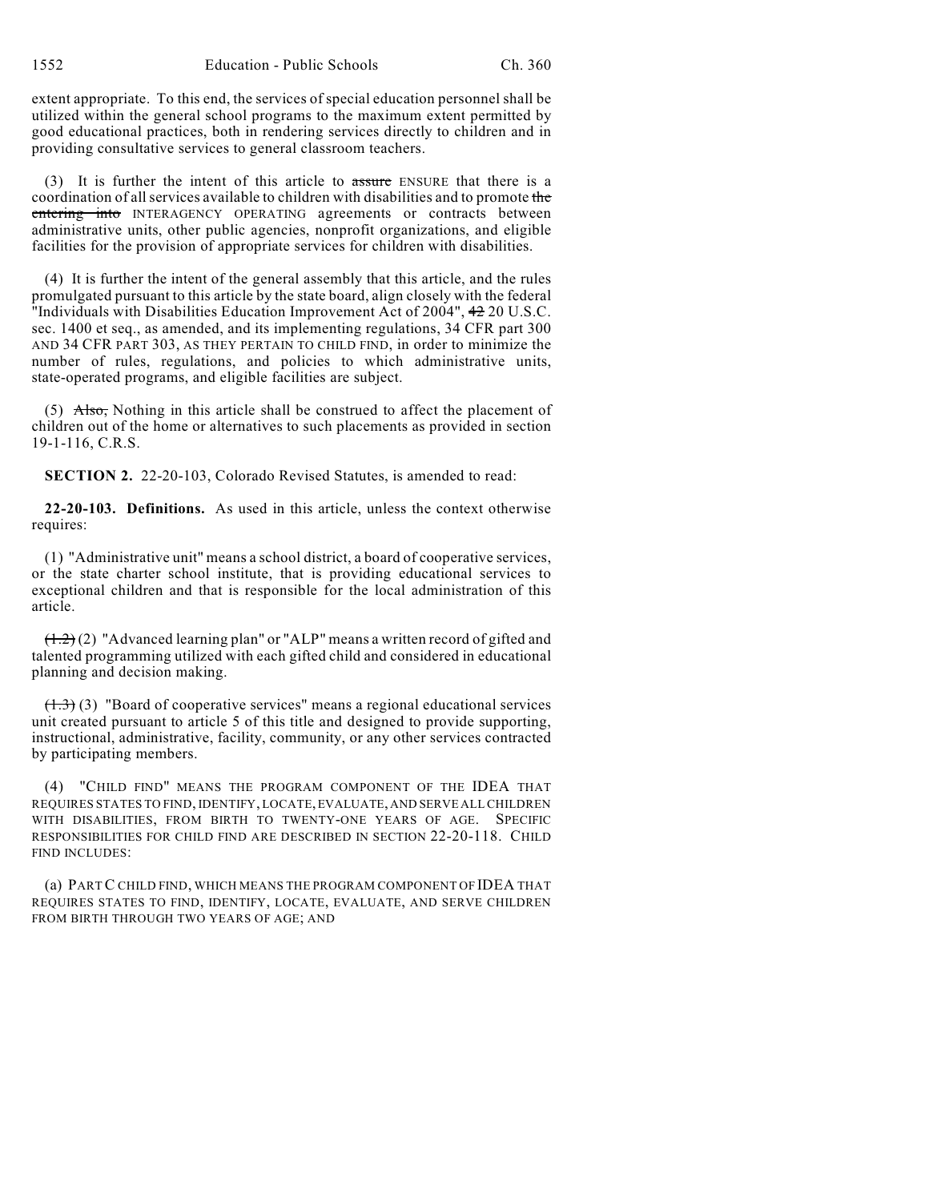extent appropriate. To this end, the services of special education personnel shall be utilized within the general school programs to the maximum extent permitted by good educational practices, both in rendering services directly to children and in providing consultative services to general classroom teachers.

(3) It is further the intent of this article to ~~assure~~ ENSURE that there is a coordination of all services available to children with disabilities and to promote ~~the entering into~~ INTERAGENCY OPERATING agreements or contracts between administrative units, other public agencies, nonprofit organizations, and eligible facilities for the provision of appropriate services for children with disabilities.

(4) It is further the intent of the general assembly that this article, and the rules promulgated pursuant to this article by the state board, align closely with the federal "Individuals with Disabilities Education Improvement Act of 2004", ~~42~~ 20 U.S.C. sec. 1400 et seq., as amended, and its implementing regulations, 34 CFR part 300 AND 34 CFR PART 303, AS THEY PERTAIN TO CHILD FIND, in order to minimize the number of rules, regulations, and policies to which administrative units, state-operated programs, and eligible facilities are subject.

(5) ~~Also,~~ Nothing in this article shall be construed to affect the placement of children out of the home or alternatives to such placements as provided in section 19-1-116, C.R.S.

**SECTION 2.** 22-20-103, Colorado Revised Statutes, is amended to read:

**22-20-103. Definitions.** As used in this article, unless the context otherwise requires:

(1) "Administrative unit" means a school district, a board of cooperative services, or the state charter school institute, that is providing educational services to exceptional children and that is responsible for the local administration of this article.

~~(1.2)~~ (2) "Advanced learning plan" or "ALP" means a written record of gifted and talented programming utilized with each gifted child and considered in educational planning and decision making.

~~(1.3)~~ (3) "Board of cooperative services" means a regional educational services unit created pursuant to article 5 of this title and designed to provide supporting, instructional, administrative, facility, community, or any other services contracted by participating members.

(4) "CHILD FIND" MEANS THE PROGRAM COMPONENT OF THE IDEA THAT REQUIRES STATES TO FIND, IDENTIFY, LOCATE, EVALUATE, AND SERVE ALL CHILDREN WITH DISABILITIES, FROM BIRTH TO TWENTY-ONE YEARS OF AGE. SPECIFIC RESPONSIBILITIES FOR CHILD FIND ARE DESCRIBED IN SECTION 22-20-118. CHILD FIND INCLUDES:

(a) PART C CHILD FIND, WHICH MEANS THE PROGRAM COMPONENT OF IDEA THAT REQUIRES STATES TO FIND, IDENTIFY, LOCATE, EVALUATE, AND SERVE CHILDREN FROM BIRTH THROUGH TWO YEARS OF AGE; AND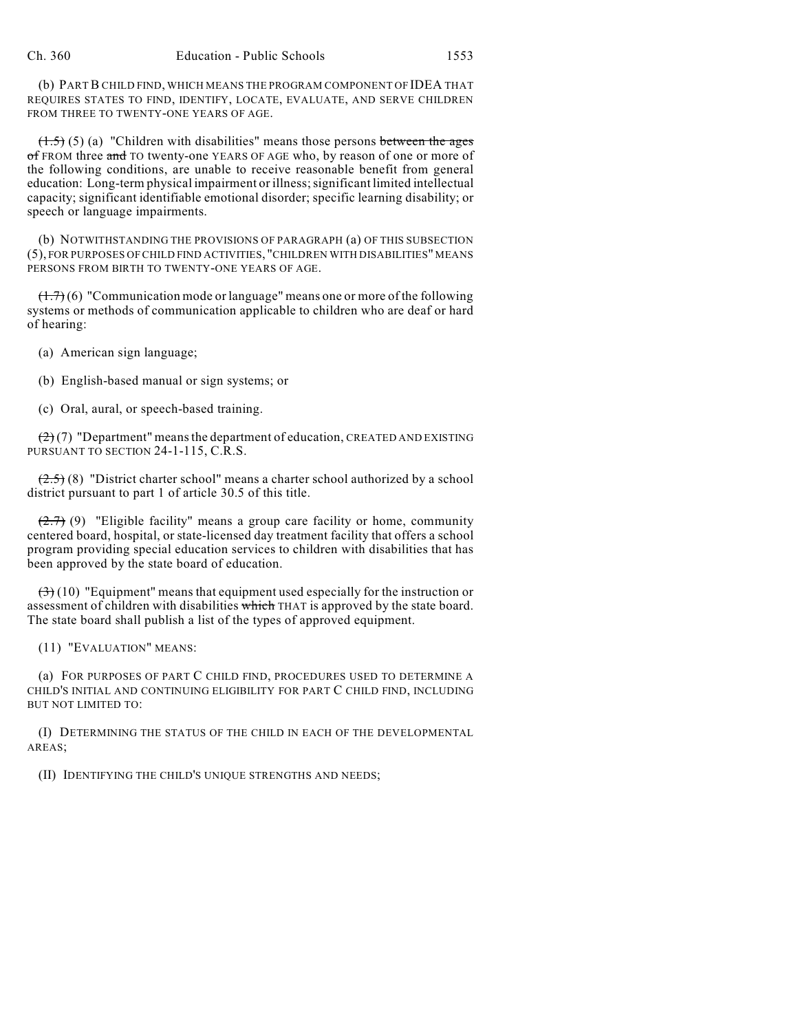(b) PART B CHILD FIND, WHICH MEANS THE PROGRAM COMPONENT OF IDEA THAT REQUIRES STATES TO FIND, IDENTIFY, LOCATE, EVALUATE, AND SERVE CHILDREN FROM THREE TO TWENTY-ONE YEARS OF AGE.

~~(1.5)~~ (5) (a) "Children with disabilities" means those persons ~~between the ages of~~ FROM three ~~and~~ TO twenty-one YEARS OF AGE who, by reason of one or more of the following conditions, are unable to receive reasonable benefit from general education: Long-term physical impairment or illness; significant limited intellectual capacity; significant identifiable emotional disorder; specific learning disability; or speech or language impairments.

(b) NOTWITHSTANDING THE PROVISIONS OF PARAGRAPH (a) OF THIS SUBSECTION (5), FOR PURPOSES OF CHILD FIND ACTIVITIES, "CHILDREN WITH DISABILITIES" MEANS PERSONS FROM BIRTH TO TWENTY-ONE YEARS OF AGE.

~~(1.7)~~ (6) "Communication mode or language" means one or more of the following systems or methods of communication applicable to children who are deaf or hard of hearing:

(a) American sign language;

(b) English-based manual or sign systems; or

(c) Oral, aural, or speech-based training.

~~(2)~~ (7) "Department" means the department of education, CREATED AND EXISTING PURSUANT TO SECTION 24-1-115, C.R.S.

~~(2.5)~~ (8) "District charter school" means a charter school authorized by a school district pursuant to part 1 of article 30.5 of this title.

~~(2.7)~~ (9) "Eligible facility" means a group care facility or home, community centered board, hospital, or state-licensed day treatment facility that offers a school program providing special education services to children with disabilities that has been approved by the state board of education.

~~(3)~~ (10) "Equipment" means that equipment used especially for the instruction or assessment of children with disabilities ~~which~~ THAT is approved by the state board. The state board shall publish a list of the types of approved equipment.

(11) "EVALUATION" MEANS:

(a) FOR PURPOSES OF PART C CHILD FIND, PROCEDURES USED TO DETERMINE A CHILD'S INITIAL AND CONTINUING ELIGIBILITY FOR PART C CHILD FIND, INCLUDING BUT NOT LIMITED TO:

(I) DETERMINING THE STATUS OF THE CHILD IN EACH OF THE DEVELOPMENTAL AREAS;

(II) IDENTIFYING THE CHILD'S UNIQUE STRENGTHS AND NEEDS;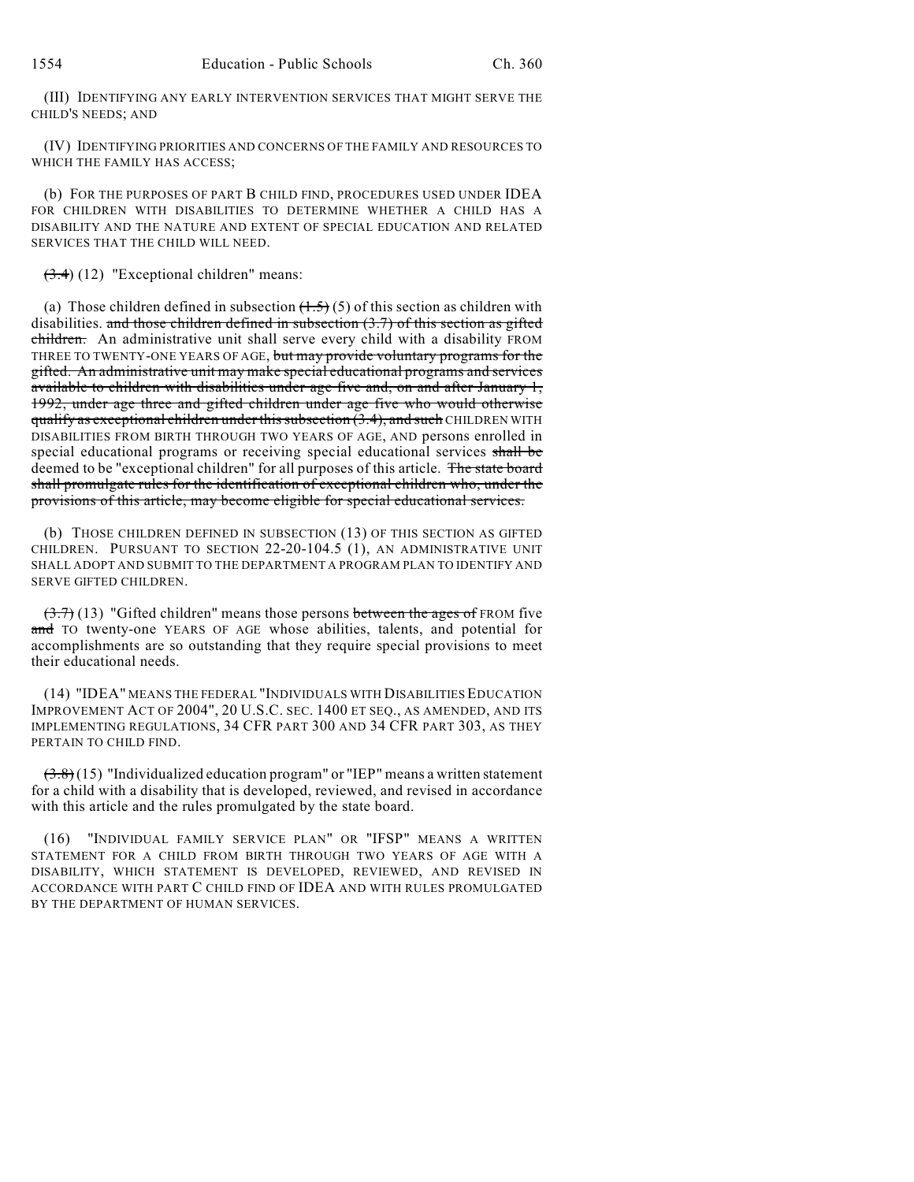(III) IDENTIFYING ANY EARLY INTERVENTION SERVICES THAT MIGHT SERVE THE CHILD'S NEEDS; AND

(IV) IDENTIFYING PRIORITIES AND CONCERNS OF THE FAMILY AND RESOURCES TO WHICH THE FAMILY HAS ACCESS;

(b) FOR THE PURPOSES OF PART B CHILD FIND, PROCEDURES USED UNDER IDEA FOR CHILDREN WITH DISABILITIES TO DETERMINE WHETHER A CHILD HAS A DISABILITY AND THE NATURE AND EXTENT OF SPECIAL EDUCATION AND RELATED SERVICES THAT THE CHILD WILL NEED.

~~(3.4)~~ (12) "Exceptional children" means:

(a) Those children defined in subsection ~~(1.5)~~ (5) of this section as children with disabilities. ~~and those children defined in subsection (3.7) of this section as gifted children.~~ An administrative unit shall serve every child with a disability FROM THREE TO TWENTY-ONE YEARS OF AGE, ~~but may provide voluntary programs for the gifted. An administrative unit may make special educational programs and services available to children with disabilities under age five and, on and after January 1, 1992, under age three and gifted children under age five who would otherwise qualify as exceptional children under this subsection (3.4), and such~~ CHILDREN WITH DISABILITIES FROM BIRTH THROUGH TWO YEARS OF AGE, AND persons enrolled in special educational programs or receiving special educational services ~~shall be~~ deemed to be "exceptional children" for all purposes of this article. ~~The state board shall promulgate rules for the identification of exceptional children who, under the provisions of this article, may become eligible for special educational services.~~

(b) THOSE CHILDREN DEFINED IN SUBSECTION (13) OF THIS SECTION AS GIFTED CHILDREN. PURSUANT TO SECTION 22-20-104.5 (1), AN ADMINISTRATIVE UNIT SHALL ADOPT AND SUBMIT TO THE DEPARTMENT A PROGRAM PLAN TO IDENTIFY AND SERVE GIFTED CHILDREN.

~~(3.7)~~ (13) "Gifted children" means those persons ~~between the ages of~~ FROM five ~~and~~ TO twenty-one YEARS OF AGE whose abilities, talents, and potential for accomplishments are so outstanding that they require special provisions to meet their educational needs.

(14) "IDEA" MEANS THE FEDERAL "INDIVIDUALS WITH DISABILITIES EDUCATION IMPROVEMENT ACT OF 2004", 20 U.S.C. SEC. 1400 ET SEQ., AS AMENDED, AND ITS IMPLEMENTING REGULATIONS, 34 CFR PART 300 AND 34 CFR PART 303, AS THEY PERTAIN TO CHILD FIND.

~~(3.8)~~ (15) "Individualized education program" or "IEP" means a written statement for a child with a disability that is developed, reviewed, and revised in accordance with this article and the rules promulgated by the state board.

(16) "INDIVIDUAL FAMILY SERVICE PLAN" OR "IFSP" MEANS A WRITTEN STATEMENT FOR A CHILD FROM BIRTH THROUGH TWO YEARS OF AGE WITH A DISABILITY, WHICH STATEMENT IS DEVELOPED, REVIEWED, AND REVISED IN ACCORDANCE WITH PART C CHILD FIND OF IDEA AND WITH RULES PROMULGATED BY THE DEPARTMENT OF HUMAN SERVICES.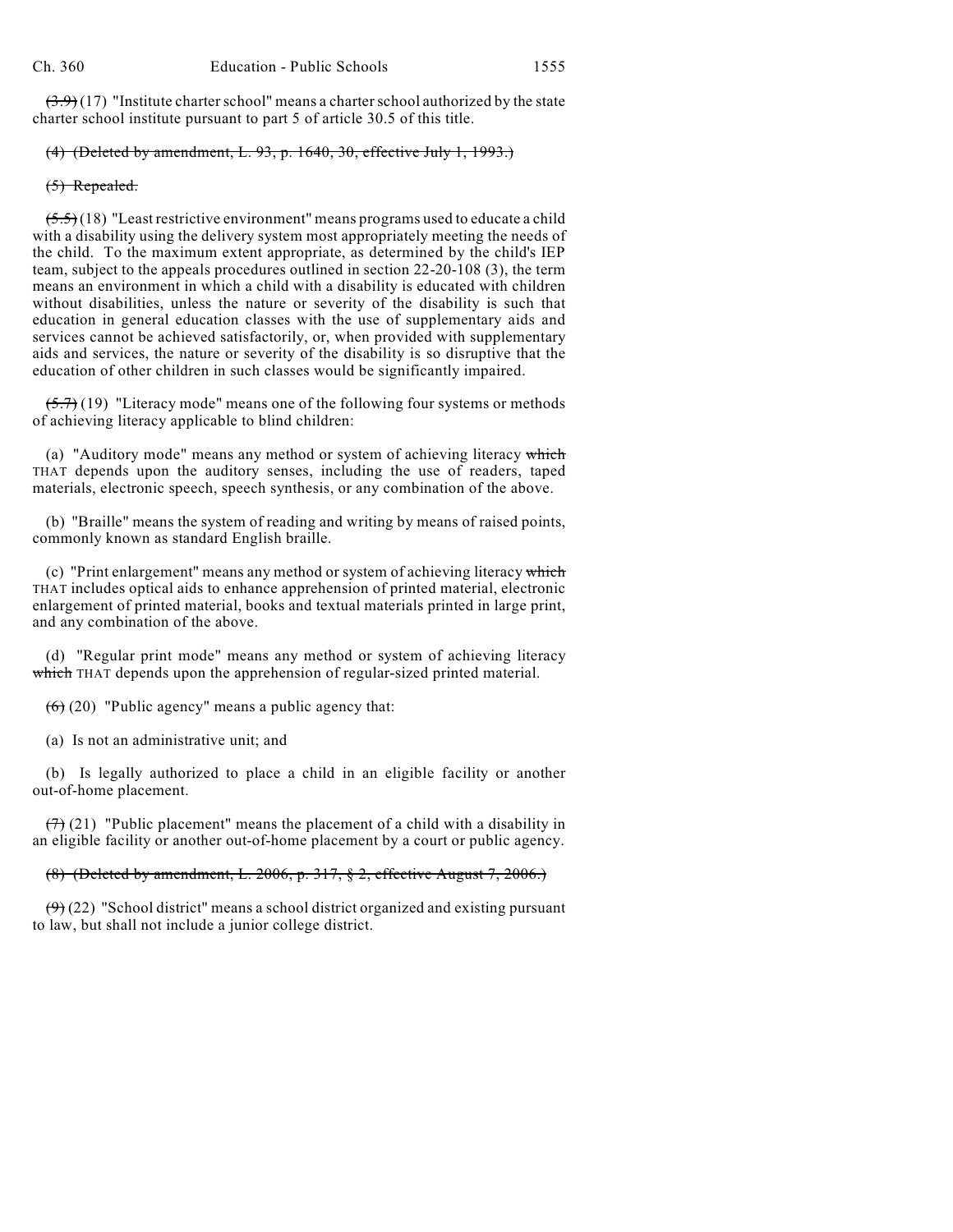~~(3.9)~~ (17) "Institute charter school" means a charter school authorized by the state charter school institute pursuant to part 5 of article 30.5 of this title.

~~(4) (Deleted by amendment, L. 93, p. 1640, 30, effective July 1, 1993.)~~

~~(5) Repealed.~~

~~(5.5)~~ (18) "Least restrictive environment" means programs used to educate a child with a disability using the delivery system most appropriately meeting the needs of the child. To the maximum extent appropriate, as determined by the child's IEP team, subject to the appeals procedures outlined in section 22-20-108 (3), the term means an environment in which a child with a disability is educated with children without disabilities, unless the nature or severity of the disability is such that education in general education classes with the use of supplementary aids and services cannot be achieved satisfactorily, or, when provided with supplementary aids and services, the nature or severity of the disability is so disruptive that the education of other children in such classes would be significantly impaired.

~~(5.7)~~ (19) "Literacy mode" means one of the following four systems or methods of achieving literacy applicable to blind children:

(a) "Auditory mode" means any method or system of achieving literacy ~~which~~ THAT depends upon the auditory senses, including the use of readers, taped materials, electronic speech, speech synthesis, or any combination of the above.

(b) "Braille" means the system of reading and writing by means of raised points, commonly known as standard English braille.

(c) "Print enlargement" means any method or system of achieving literacy ~~which~~ THAT includes optical aids to enhance apprehension of printed material, electronic enlargement of printed material, books and textual materials printed in large print, and any combination of the above.

(d) "Regular print mode" means any method or system of achieving literacy ~~which~~ THAT depends upon the apprehension of regular-sized printed material.

~~(6)~~ (20) "Public agency" means a public agency that:

(a) Is not an administrative unit; and

(b) Is legally authorized to place a child in an eligible facility or another out-of-home placement.

~~(7)~~ (21) "Public placement" means the placement of a child with a disability in an eligible facility or another out-of-home placement by a court or public agency.

~~(8) (Deleted by amendment, L. 2006, p. 317, § 2, effective August 7, 2006.)~~

~~(9)~~ (22) "School district" means a school district organized and existing pursuant to law, but shall not include a junior college district.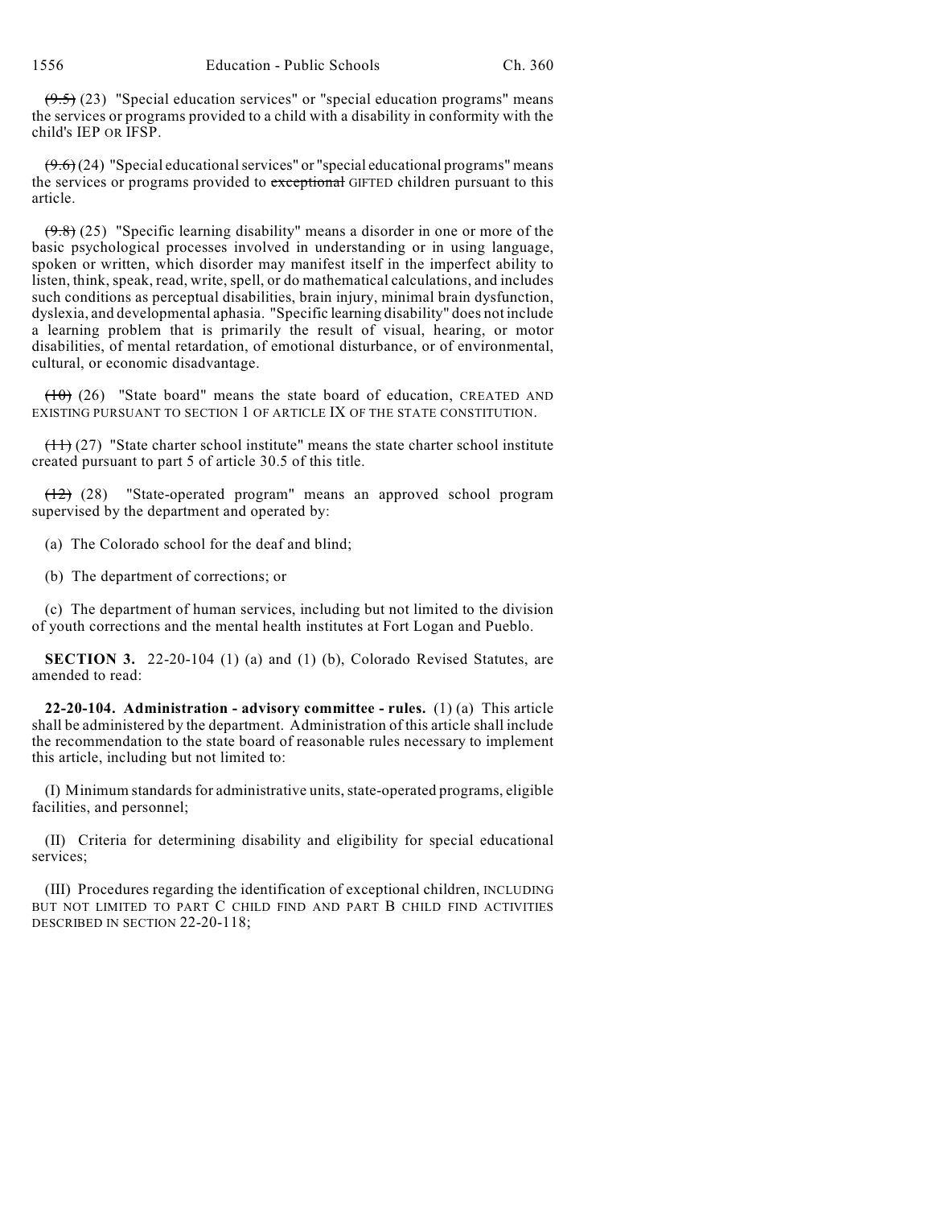~~(9.5)~~ (23) "Special education services" or "special education programs" means the services or programs provided to a child with a disability in conformity with the child's IEP OR IFSP.

~~(9.6)~~ (24) "Special educational services" or "special educational programs" means the services or programs provided to ~~exceptional~~ GIFTED children pursuant to this article.

~~(9.8)~~ (25) "Specific learning disability" means a disorder in one or more of the basic psychological processes involved in understanding or in using language, spoken or written, which disorder may manifest itself in the imperfect ability to listen, think, speak, read, write, spell, or do mathematical calculations, and includes such conditions as perceptual disabilities, brain injury, minimal brain dysfunction, dyslexia, and developmental aphasia. "Specific learning disability" does not include a learning problem that is primarily the result of visual, hearing, or motor disabilities, of mental retardation, of emotional disturbance, or of environmental, cultural, or economic disadvantage.

~~(10)~~ (26) "State board" means the state board of education, CREATED AND EXISTING PURSUANT TO SECTION 1 OF ARTICLE IX OF THE STATE CONSTITUTION.

~~(11)~~ (27) "State charter school institute" means the state charter school institute created pursuant to part 5 of article 30.5 of this title.

~~(12)~~ (28) "State-operated program" means an approved school program supervised by the department and operated by:

(a) The Colorado school for the deaf and blind;

(b) The department of corrections; or

(c) The department of human services, including but not limited to the division of youth corrections and the mental health institutes at Fort Logan and Pueblo.

**SECTION 3.** 22-20-104 (1) (a) and (1) (b), Colorado Revised Statutes, are amended to read:

**22-20-104. Administration - advisory committee - rules.** (1) (a) This article shall be administered by the department. Administration of this article shall include the recommendation to the state board of reasonable rules necessary to implement this article, including but not limited to:

(I) Minimum standards for administrative units, state-operated programs, eligible facilities, and personnel;

(II) Criteria for determining disability and eligibility for special educational services;

(III) Procedures regarding the identification of exceptional children, INCLUDING BUT NOT LIMITED TO PART C CHILD FIND AND PART B CHILD FIND ACTIVITIES DESCRIBED IN SECTION 22-20-118;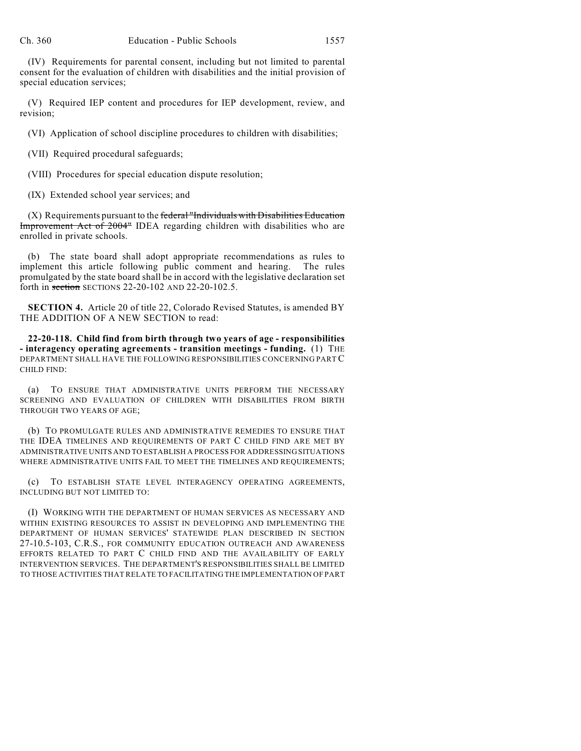(IV) Requirements for parental consent, including but not limited to parental consent for the evaluation of children with disabilities and the initial provision of special education services;

(V) Required IEP content and procedures for IEP development, review, and revision;

(VI) Application of school discipline procedures to children with disabilities;

(VII) Required procedural safeguards;

(VIII) Procedures for special education dispute resolution;

(IX) Extended school year services; and

(X) Requirements pursuant to the ~~federal "Individuals with Disabilities Education Improvement Act of 2004"~~ IDEA regarding children with disabilities who are enrolled in private schools.

(b) The state board shall adopt appropriate recommendations as rules to implement this article following public comment and hearing. The rules promulgated by the state board shall be in accord with the legislative declaration set forth in ~~section~~ SECTIONS 22-20-102 AND 22-20-102.5.

**SECTION 4.** Article 20 of title 22, Colorado Revised Statutes, is amended BY THE ADDITION OF A NEW SECTION to read:

**22-20-118. Child find from birth through two years of age - responsibilities - interagency operating agreements - transition meetings - funding.** (1) THE DEPARTMENT SHALL HAVE THE FOLLOWING RESPONSIBILITIES CONCERNING PART C CHILD FIND:

(a) TO ENSURE THAT ADMINISTRATIVE UNITS PERFORM THE NECESSARY SCREENING AND EVALUATION OF CHILDREN WITH DISABILITIES FROM BIRTH THROUGH TWO YEARS OF AGE;

(b) TO PROMULGATE RULES AND ADMINISTRATIVE REMEDIES TO ENSURE THAT THE IDEA TIMELINES AND REQUIREMENTS OF PART C CHILD FIND ARE MET BY ADMINISTRATIVE UNITS AND TO ESTABLISH A PROCESS FOR ADDRESSING SITUATIONS WHERE ADMINISTRATIVE UNITS FAIL TO MEET THE TIMELINES AND REQUIREMENTS;

(c) TO ESTABLISH STATE LEVEL INTERAGENCY OPERATING AGREEMENTS, INCLUDING BUT NOT LIMITED TO:

(I) WORKING WITH THE DEPARTMENT OF HUMAN SERVICES AS NECESSARY AND WITHIN EXISTING RESOURCES TO ASSIST IN DEVELOPING AND IMPLEMENTING THE DEPARTMENT OF HUMAN SERVICES' STATEWIDE PLAN DESCRIBED IN SECTION 27-10.5-103, C.R.S., FOR COMMUNITY EDUCATION OUTREACH AND AWARENESS EFFORTS RELATED TO PART C CHILD FIND AND THE AVAILABILITY OF EARLY INTERVENTION SERVICES. THE DEPARTMENT'S RESPONSIBILITIES SHALL BE LIMITED TO THOSE ACTIVITIES THAT RELATE TO FACILITATING THE IMPLEMENTATION OF PART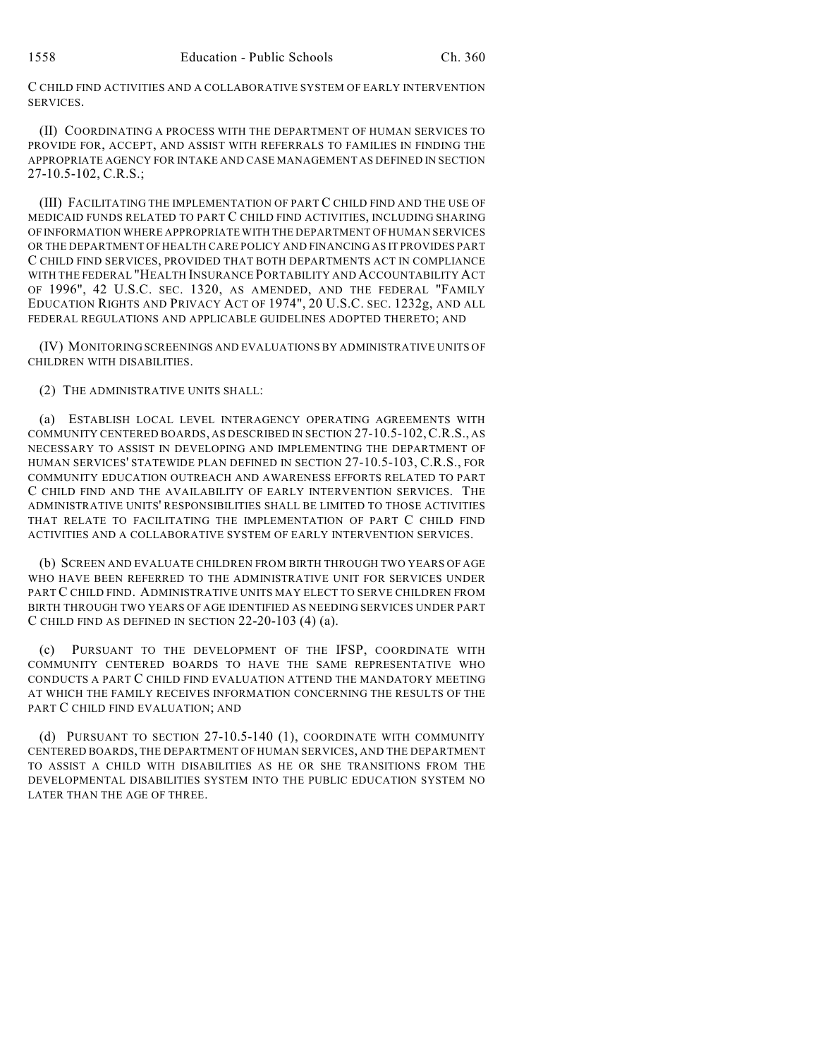C CHILD FIND ACTIVITIES AND A COLLABORATIVE SYSTEM OF EARLY INTERVENTION SERVICES.

(II) COORDINATING A PROCESS WITH THE DEPARTMENT OF HUMAN SERVICES TO PROVIDE FOR, ACCEPT, AND ASSIST WITH REFERRALS TO FAMILIES IN FINDING THE APPROPRIATE AGENCY FOR INTAKE AND CASE MANAGEMENT AS DEFINED IN SECTION 27-10.5-102, C.R.S.;

(III) FACILITATING THE IMPLEMENTATION OF PART C CHILD FIND AND THE USE OF MEDICAID FUNDS RELATED TO PART C CHILD FIND ACTIVITIES, INCLUDING SHARING OF INFORMATION WHERE APPROPRIATE WITH THE DEPARTMENT OF HUMAN SERVICES OR THE DEPARTMENT OF HEALTH CARE POLICY AND FINANCING AS IT PROVIDES PART C CHILD FIND SERVICES, PROVIDED THAT BOTH DEPARTMENTS ACT IN COMPLIANCE WITH THE FEDERAL "HEALTH INSURANCE PORTABILITY AND ACCOUNTABILITY ACT OF 1996", 42 U.S.C. SEC. 1320, AS AMENDED, AND THE FEDERAL "FAMILY EDUCATION RIGHTS AND PRIVACY ACT OF 1974", 20 U.S.C. SEC. 1232g, AND ALL FEDERAL REGULATIONS AND APPLICABLE GUIDELINES ADOPTED THERETO; AND

(IV) MONITORING SCREENINGS AND EVALUATIONS BY ADMINISTRATIVE UNITS OF CHILDREN WITH DISABILITIES.

(2) THE ADMINISTRATIVE UNITS SHALL:

(a) ESTABLISH LOCAL LEVEL INTERAGENCY OPERATING AGREEMENTS WITH COMMUNITY CENTERED BOARDS, AS DESCRIBED IN SECTION 27-10.5-102, C.R.S., AS NECESSARY TO ASSIST IN DEVELOPING AND IMPLEMENTING THE DEPARTMENT OF HUMAN SERVICES' STATEWIDE PLAN DEFINED IN SECTION 27-10.5-103, C.R.S., FOR COMMUNITY EDUCATION OUTREACH AND AWARENESS EFFORTS RELATED TO PART C CHILD FIND AND THE AVAILABILITY OF EARLY INTERVENTION SERVICES. THE ADMINISTRATIVE UNITS' RESPONSIBILITIES SHALL BE LIMITED TO THOSE ACTIVITIES THAT RELATE TO FACILITATING THE IMPLEMENTATION OF PART C CHILD FIND ACTIVITIES AND A COLLABORATIVE SYSTEM OF EARLY INTERVENTION SERVICES.

(b) SCREEN AND EVALUATE CHILDREN FROM BIRTH THROUGH TWO YEARS OF AGE WHO HAVE BEEN REFERRED TO THE ADMINISTRATIVE UNIT FOR SERVICES UNDER PART C CHILD FIND. ADMINISTRATIVE UNITS MAY ELECT TO SERVE CHILDREN FROM BIRTH THROUGH TWO YEARS OF AGE IDENTIFIED AS NEEDING SERVICES UNDER PART C CHILD FIND AS DEFINED IN SECTION 22-20-103 (4) (a).

(c) PURSUANT TO THE DEVELOPMENT OF THE IFSP, COORDINATE WITH COMMUNITY CENTERED BOARDS TO HAVE THE SAME REPRESENTATIVE WHO CONDUCTS A PART C CHILD FIND EVALUATION ATTEND THE MANDATORY MEETING AT WHICH THE FAMILY RECEIVES INFORMATION CONCERNING THE RESULTS OF THE PART C CHILD FIND EVALUATION; AND

(d) PURSUANT TO SECTION 27-10.5-140 (1), COORDINATE WITH COMMUNITY CENTERED BOARDS, THE DEPARTMENT OF HUMAN SERVICES, AND THE DEPARTMENT TO ASSIST A CHILD WITH DISABILITIES AS HE OR SHE TRANSITIONS FROM THE DEVELOPMENTAL DISABILITIES SYSTEM INTO THE PUBLIC EDUCATION SYSTEM NO LATER THAN THE AGE OF THREE.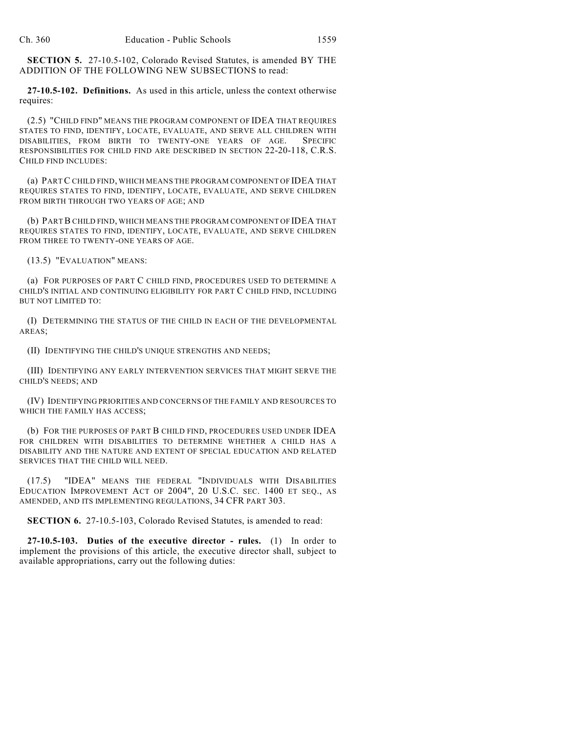**SECTION 5.** 27-10.5-102, Colorado Revised Statutes, is amended BY THE ADDITION OF THE FOLLOWING NEW SUBSECTIONS to read:

**27-10.5-102. Definitions.** As used in this article, unless the context otherwise requires:

(2.5) "CHILD FIND" MEANS THE PROGRAM COMPONENT OF IDEA THAT REQUIRES STATES TO FIND, IDENTIFY, LOCATE, EVALUATE, AND SERVE ALL CHILDREN WITH DISABILITIES, FROM BIRTH TO TWENTY-ONE YEARS OF AGE. SPECIFIC RESPONSIBILITIES FOR CHILD FIND ARE DESCRIBED IN SECTION 22-20-118, C.R.S. CHILD FIND INCLUDES:

(a) PART C CHILD FIND, WHICH MEANS THE PROGRAM COMPONENT OF IDEA THAT REQUIRES STATES TO FIND, IDENTIFY, LOCATE, EVALUATE, AND SERVE CHILDREN FROM BIRTH THROUGH TWO YEARS OF AGE; AND

(b) PART B CHILD FIND, WHICH MEANS THE PROGRAM COMPONENT OF IDEA THAT REQUIRES STATES TO FIND, IDENTIFY, LOCATE, EVALUATE, AND SERVE CHILDREN FROM THREE TO TWENTY-ONE YEARS OF AGE.

(13.5) "EVALUATION" MEANS:

(a) FOR PURPOSES OF PART C CHILD FIND, PROCEDURES USED TO DETERMINE A CHILD'S INITIAL AND CONTINUING ELIGIBILITY FOR PART C CHILD FIND, INCLUDING BUT NOT LIMITED TO:

(I) DETERMINING THE STATUS OF THE CHILD IN EACH OF THE DEVELOPMENTAL AREAS;

(II) IDENTIFYING THE CHILD'S UNIQUE STRENGTHS AND NEEDS;

(III) IDENTIFYING ANY EARLY INTERVENTION SERVICES THAT MIGHT SERVE THE CHILD'S NEEDS; AND

(IV) IDENTIFYING PRIORITIES AND CONCERNS OF THE FAMILY AND RESOURCES TO WHICH THE FAMILY HAS ACCESS;

(b) FOR THE PURPOSES OF PART B CHILD FIND, PROCEDURES USED UNDER IDEA FOR CHILDREN WITH DISABILITIES TO DETERMINE WHETHER A CHILD HAS A DISABILITY AND THE NATURE AND EXTENT OF SPECIAL EDUCATION AND RELATED SERVICES THAT THE CHILD WILL NEED.

(17.5) "IDEA" MEANS THE FEDERAL "INDIVIDUALS WITH DISABILITIES EDUCATION IMPROVEMENT ACT OF 2004", 20 U.S.C. SEC. 1400 ET SEQ., AS AMENDED, AND ITS IMPLEMENTING REGULATIONS, 34 CFR PART 303.

**SECTION 6.** 27-10.5-103, Colorado Revised Statutes, is amended to read:

**27-10.5-103. Duties of the executive director - rules.** (1) In order to implement the provisions of this article, the executive director shall, subject to available appropriations, carry out the following duties: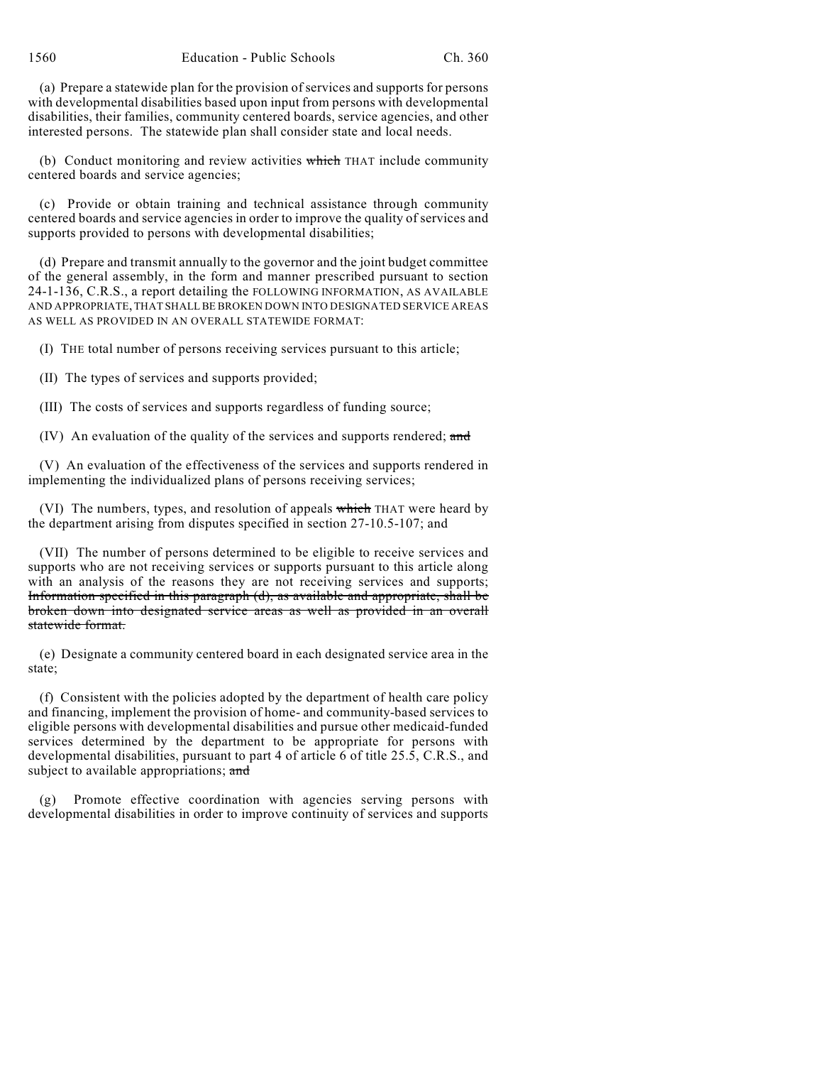(a) Prepare a statewide plan for the provision of services and supports for persons with developmental disabilities based upon input from persons with developmental disabilities, their families, community centered boards, service agencies, and other interested persons. The statewide plan shall consider state and local needs.

(b) Conduct monitoring and review activities ~~which~~ THAT include community centered boards and service agencies;

(c) Provide or obtain training and technical assistance through community centered boards and service agencies in order to improve the quality of services and supports provided to persons with developmental disabilities;

(d) Prepare and transmit annually to the governor and the joint budget committee of the general assembly, in the form and manner prescribed pursuant to section 24-1-136, C.R.S., a report detailing the FOLLOWING INFORMATION, AS AVAILABLE AND APPROPRIATE, THAT SHALL BE BROKEN DOWN INTO DESIGNATED SERVICE AREAS AS WELL AS PROVIDED IN AN OVERALL STATEWIDE FORMAT:

(I) THE total number of persons receiving services pursuant to this article;

(II) The types of services and supports provided;

(III) The costs of services and supports regardless of funding source;

(IV) An evaluation of the quality of the services and supports rendered; ~~and~~

(V) An evaluation of the effectiveness of the services and supports rendered in implementing the individualized plans of persons receiving services;

(VI) The numbers, types, and resolution of appeals ~~which~~ THAT were heard by the department arising from disputes specified in section 27-10.5-107; and

(VII) The number of persons determined to be eligible to receive services and supports who are not receiving services or supports pursuant to this article along with an analysis of the reasons they are not receiving services and supports; ~~Information specified in this paragraph (d), as available and appropriate, shall be broken down into designated service areas as well as provided in an overall statewide format.~~

(e) Designate a community centered board in each designated service area in the state;

(f) Consistent with the policies adopted by the department of health care policy and financing, implement the provision of home- and community-based services to eligible persons with developmental disabilities and pursue other medicaid-funded services determined by the department to be appropriate for persons with developmental disabilities, pursuant to part 4 of article 6 of title 25.5, C.R.S., and subject to available appropriations; ~~and~~

(g) Promote effective coordination with agencies serving persons with developmental disabilities in order to improve continuity of services and supports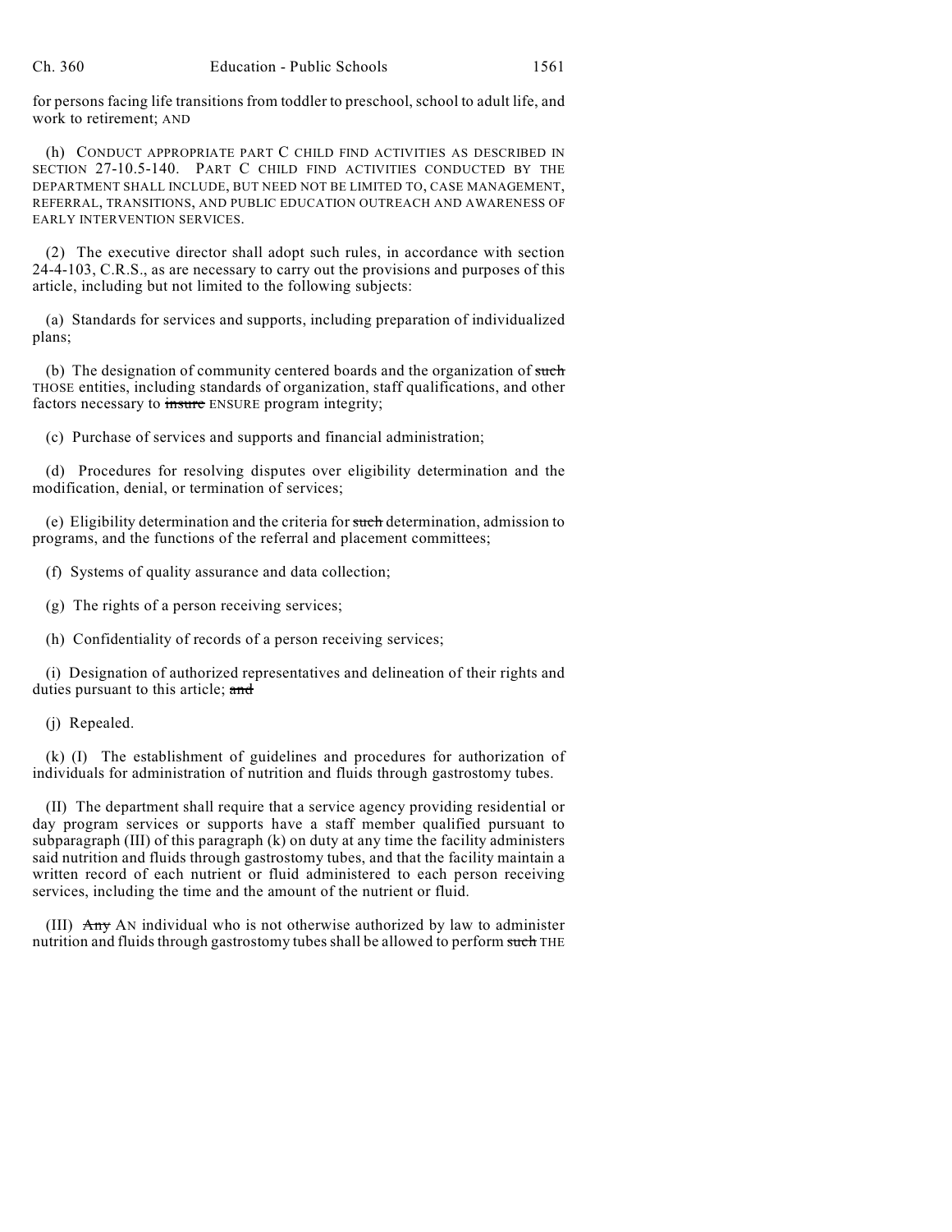for persons facing life transitions from toddler to preschool, school to adult life, and work to retirement; AND

(h) CONDUCT APPROPRIATE PART C CHILD FIND ACTIVITIES AS DESCRIBED IN SECTION 27-10.5-140. PART C CHILD FIND ACTIVITIES CONDUCTED BY THE DEPARTMENT SHALL INCLUDE, BUT NEED NOT BE LIMITED TO, CASE MANAGEMENT, REFERRAL, TRANSITIONS, AND PUBLIC EDUCATION OUTREACH AND AWARENESS OF EARLY INTERVENTION SERVICES.

(2) The executive director shall adopt such rules, in accordance with section 24-4-103, C.R.S., as are necessary to carry out the provisions and purposes of this article, including but not limited to the following subjects:

(a) Standards for services and supports, including preparation of individualized plans;

(b) The designation of community centered boards and the organization of ~~such~~ THOSE entities, including standards of organization, staff qualifications, and other factors necessary to ~~insure~~ ENSURE program integrity;

(c) Purchase of services and supports and financial administration;

(d) Procedures for resolving disputes over eligibility determination and the modification, denial, or termination of services;

(e) Eligibility determination and the criteria for ~~such~~ determination, admission to programs, and the functions of the referral and placement committees;

(f) Systems of quality assurance and data collection;

(g) The rights of a person receiving services;

(h) Confidentiality of records of a person receiving services;

(i) Designation of authorized representatives and delineation of their rights and duties pursuant to this article; ~~and~~

(j) Repealed.

(k) (I) The establishment of guidelines and procedures for authorization of individuals for administration of nutrition and fluids through gastrostomy tubes.

(II) The department shall require that a service agency providing residential or day program services or supports have a staff member qualified pursuant to subparagraph (III) of this paragraph (k) on duty at any time the facility administers said nutrition and fluids through gastrostomy tubes, and that the facility maintain a written record of each nutrient or fluid administered to each person receiving services, including the time and the amount of the nutrient or fluid.

(III) ~~Any~~ AN individual who is not otherwise authorized by law to administer nutrition and fluids through gastrostomy tubes shall be allowed to perform ~~such~~ THE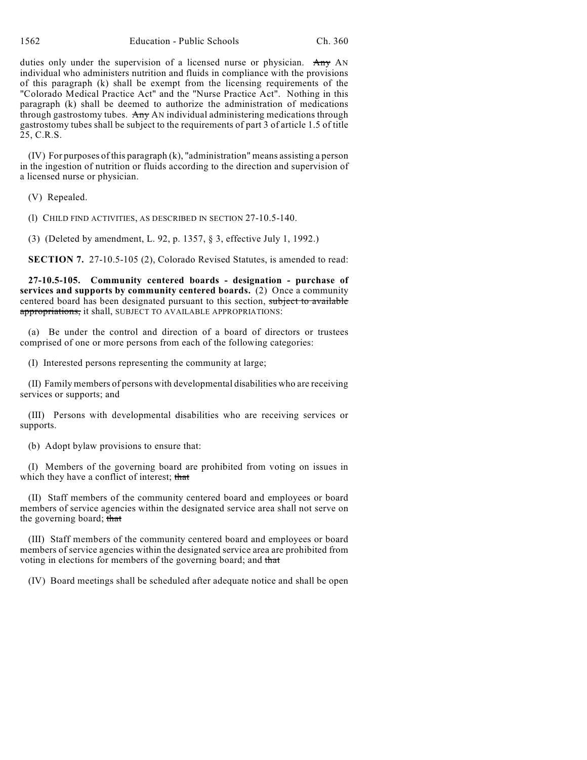duties only under the supervision of a licensed nurse or physician. ~~Any~~ AN individual who administers nutrition and fluids in compliance with the provisions of this paragraph (k) shall be exempt from the licensing requirements of the "Colorado Medical Practice Act" and the "Nurse Practice Act". Nothing in this paragraph (k) shall be deemed to authorize the administration of medications through gastrostomy tubes. ~~Any~~ AN individual administering medications through gastrostomy tubes shall be subject to the requirements of part 3 of article 1.5 of title 25, C.R.S.

(IV) For purposes of this paragraph (k), "administration" means assisting a person in the ingestion of nutrition or fluids according to the direction and supervision of a licensed nurse or physician.

(V) Repealed.

(l) CHILD FIND ACTIVITIES, AS DESCRIBED IN SECTION 27-10.5-140.

(3) (Deleted by amendment, L. 92, p. 1357, § 3, effective July 1, 1992.)

**SECTION 7.** 27-10.5-105 (2), Colorado Revised Statutes, is amended to read:

**27-10.5-105. Community centered boards - designation - purchase of services and supports by community centered boards.** (2) Once a community centered board has been designated pursuant to this section, ~~subject to available appropriations,~~ it shall, SUBJECT TO AVAILABLE APPROPRIATIONS:

(a) Be under the control and direction of a board of directors or trustees comprised of one or more persons from each of the following categories:

(I) Interested persons representing the community at large;

(II) Family members of persons with developmental disabilities who are receiving services or supports; and

(III) Persons with developmental disabilities who are receiving services or supports.

(b) Adopt bylaw provisions to ensure that:

(I) Members of the governing board are prohibited from voting on issues in which they have a conflict of interest; ~~that~~

(II) Staff members of the community centered board and employees or board members of service agencies within the designated service area shall not serve on the governing board; ~~that~~

(III) Staff members of the community centered board and employees or board members of service agencies within the designated service area are prohibited from voting in elections for members of the governing board; and ~~that~~

(IV) Board meetings shall be scheduled after adequate notice and shall be open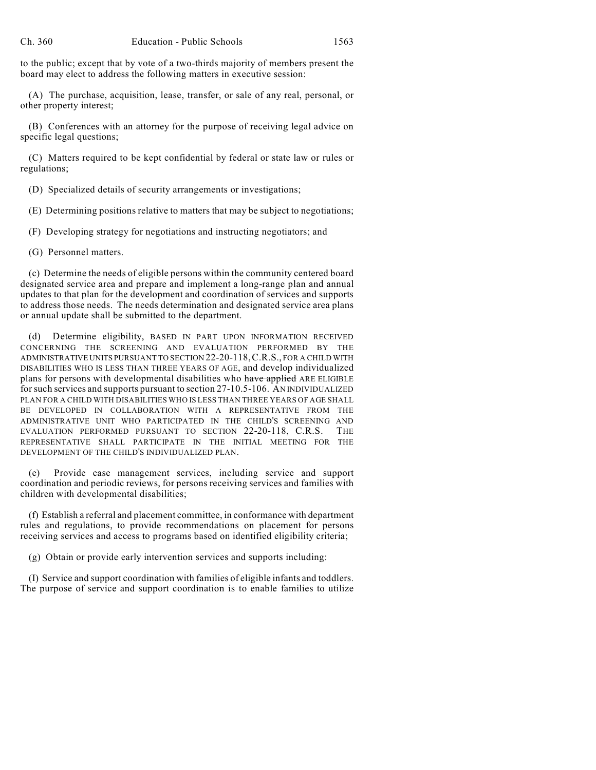to the public; except that by vote of a two-thirds majority of members present the board may elect to address the following matters in executive session:

(A) The purchase, acquisition, lease, transfer, or sale of any real, personal, or other property interest;

(B) Conferences with an attorney for the purpose of receiving legal advice on specific legal questions;

(C) Matters required to be kept confidential by federal or state law or rules or regulations;

(D) Specialized details of security arrangements or investigations;

(E) Determining positions relative to matters that may be subject to negotiations;

(F) Developing strategy for negotiations and instructing negotiators; and

(G) Personnel matters.

(c) Determine the needs of eligible persons within the community centered board designated service area and prepare and implement a long-range plan and annual updates to that plan for the development and coordination of services and supports to address those needs. The needs determination and designated service area plans or annual update shall be submitted to the department.

(d) Determine eligibility, BASED IN PART UPON INFORMATION RECEIVED CONCERNING THE SCREENING AND EVALUATION PERFORMED BY THE ADMINISTRATIVE UNITS PURSUANT TO SECTION 22-20-118, C.R.S., FOR A CHILD WITH DISABILITIES WHO IS LESS THAN THREE YEARS OF AGE, and develop individualized plans for persons with developmental disabilities who ~~have applied~~ ARE ELIGIBLE for such services and supports pursuant to section 27-10.5-106. AN INDIVIDUALIZED PLAN FOR A CHILD WITH DISABILITIES WHO IS LESS THAN THREE YEARS OF AGE SHALL BE DEVELOPED IN COLLABORATION WITH A REPRESENTATIVE FROM THE ADMINISTRATIVE UNIT WHO PARTICIPATED IN THE CHILD'S SCREENING AND EVALUATION PERFORMED PURSUANT TO SECTION 22-20-118, C.R.S. THE REPRESENTATIVE SHALL PARTICIPATE IN THE INITIAL MEETING FOR THE DEVELOPMENT OF THE CHILD'S INDIVIDUALIZED PLAN.

(e) Provide case management services, including service and support coordination and periodic reviews, for persons receiving services and families with children with developmental disabilities;

(f) Establish a referral and placement committee, in conformance with department rules and regulations, to provide recommendations on placement for persons receiving services and access to programs based on identified eligibility criteria;

(g) Obtain or provide early intervention services and supports including:

(I) Service and support coordination with families of eligible infants and toddlers. The purpose of service and support coordination is to enable families to utilize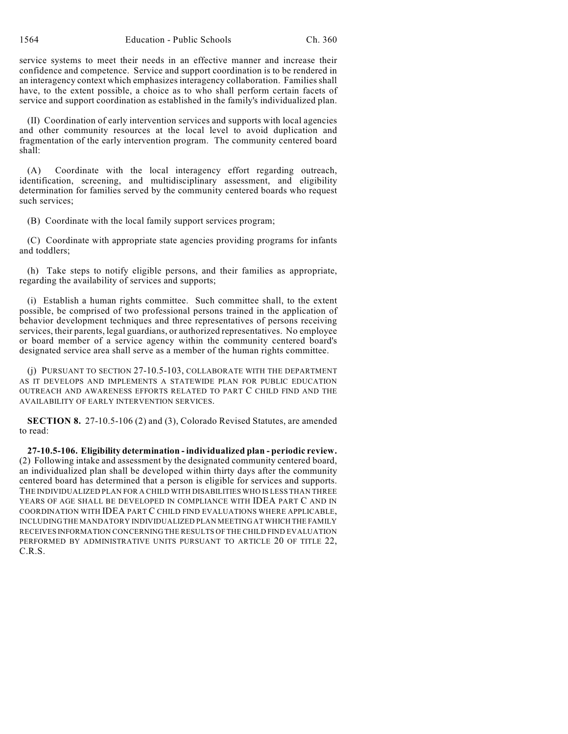service systems to meet their needs in an effective manner and increase their confidence and competence. Service and support coordination is to be rendered in an interagency context which emphasizes interagency collaboration. Families shall have, to the extent possible, a choice as to who shall perform certain facets of service and support coordination as established in the family's individualized plan.

(II) Coordination of early intervention services and supports with local agencies and other community resources at the local level to avoid duplication and fragmentation of the early intervention program. The community centered board shall:

(A) Coordinate with the local interagency effort regarding outreach, identification, screening, and multidisciplinary assessment, and eligibility determination for families served by the community centered boards who request such services;

(B) Coordinate with the local family support services program;

(C) Coordinate with appropriate state agencies providing programs for infants and toddlers;

(h) Take steps to notify eligible persons, and their families as appropriate, regarding the availability of services and supports;

(i) Establish a human rights committee. Such committee shall, to the extent possible, be comprised of two professional persons trained in the application of behavior development techniques and three representatives of persons receiving services, their parents, legal guardians, or authorized representatives. No employee or board member of a service agency within the community centered board's designated service area shall serve as a member of the human rights committee.

(j) PURSUANT TO SECTION 27-10.5-103, COLLABORATE WITH THE DEPARTMENT AS IT DEVELOPS AND IMPLEMENTS A STATEWIDE PLAN FOR PUBLIC EDUCATION OUTREACH AND AWARENESS EFFORTS RELATED TO PART C CHILD FIND AND THE AVAILABILITY OF EARLY INTERVENTION SERVICES.

**SECTION 8.** 27-10.5-106 (2) and (3), Colorado Revised Statutes, are amended to read:

**27-10.5-106. Eligibility determination - individualized plan - periodic review.** (2) Following intake and assessment by the designated community centered board, an individualized plan shall be developed within thirty days after the community centered board has determined that a person is eligible for services and supports. THE INDIVIDUALIZED PLAN FOR A CHILD WITH DISABILITIES WHO IS LESS THAN THREE YEARS OF AGE SHALL BE DEVELOPED IN COMPLIANCE WITH IDEA PART C AND IN COORDINATION WITH IDEA PART C CHILD FIND EVALUATIONS WHERE APPLICABLE, INCLUDING THE MANDATORY INDIVIDUALIZED PLAN MEETING AT WHICH THE FAMILY RECEIVES INFORMATION CONCERNING THE RESULTS OF THE CHILD FIND EVALUATION PERFORMED BY ADMINISTRATIVE UNITS PURSUANT TO ARTICLE 20 OF TITLE 22, C.R.S.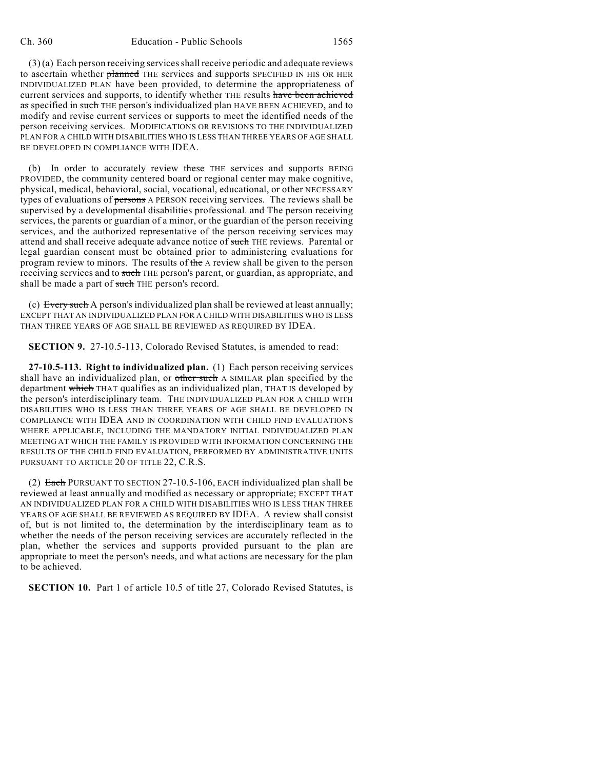(3) (a) Each person receiving services shall receive periodic and adequate reviews to ascertain whether ~~planned~~ THE services and supports SPECIFIED IN HIS OR HER INDIVIDUALIZED PLAN have been provided, to determine the appropriateness of current services and supports, to identify whether THE results ~~have been achieved as~~ specified in ~~such~~ THE person's individualized plan HAVE BEEN ACHIEVED, and to modify and revise current services or supports to meet the identified needs of the person receiving services. MODIFICATIONS OR REVISIONS TO THE INDIVIDUALIZED PLAN FOR A CHILD WITH DISABILITIES WHO IS LESS THAN THREE YEARS OF AGE SHALL BE DEVELOPED IN COMPLIANCE WITH IDEA.

(b) In order to accurately review ~~these~~ THE services and supports BEING PROVIDED, the community centered board or regional center may make cognitive, physical, medical, behavioral, social, vocational, educational, or other NECESSARY types of evaluations of ~~persons~~ A PERSON receiving services. The reviews shall be supervised by a developmental disabilities professional. ~~and~~ The person receiving services, the parents or guardian of a minor, or the guardian of the person receiving services, and the authorized representative of the person receiving services may attend and shall receive adequate advance notice of ~~such~~ THE reviews. Parental or legal guardian consent must be obtained prior to administering evaluations for program review to minors. The results of ~~the~~ A review shall be given to the person receiving services and to ~~such~~ THE person's parent, or guardian, as appropriate, and shall be made a part of ~~such~~ THE person's record.

(c) ~~Every such~~ A person's individualized plan shall be reviewed at least annually; EXCEPT THAT AN INDIVIDUALIZED PLAN FOR A CHILD WITH DISABILITIES WHO IS LESS THAN THREE YEARS OF AGE SHALL BE REVIEWED AS REQUIRED BY IDEA.

**SECTION 9.** 27-10.5-113, Colorado Revised Statutes, is amended to read:

**27-10.5-113. Right to individualized plan.** (1) Each person receiving services shall have an individualized plan, or ~~other such~~ A SIMILAR plan specified by the department ~~which~~ THAT qualifies as an individualized plan, THAT IS developed by the person's interdisciplinary team. THE INDIVIDUALIZED PLAN FOR A CHILD WITH DISABILITIES WHO IS LESS THAN THREE YEARS OF AGE SHALL BE DEVELOPED IN COMPLIANCE WITH IDEA AND IN COORDINATION WITH CHILD FIND EVALUATIONS WHERE APPLICABLE, INCLUDING THE MANDATORY INITIAL INDIVIDUALIZED PLAN MEETING AT WHICH THE FAMILY IS PROVIDED WITH INFORMATION CONCERNING THE RESULTS OF THE CHILD FIND EVALUATION, PERFORMED BY ADMINISTRATIVE UNITS PURSUANT TO ARTICLE 20 OF TITLE 22, C.R.S.

(2) ~~Each~~ PURSUANT TO SECTION 27-10.5-106, EACH individualized plan shall be reviewed at least annually and modified as necessary or appropriate; EXCEPT THAT AN INDIVIDUALIZED PLAN FOR A CHILD WITH DISABILITIES WHO IS LESS THAN THREE YEARS OF AGE SHALL BE REVIEWED AS REQUIRED BY IDEA. A review shall consist of, but is not limited to, the determination by the interdisciplinary team as to whether the needs of the person receiving services are accurately reflected in the plan, whether the services and supports provided pursuant to the plan are appropriate to meet the person's needs, and what actions are necessary for the plan to be achieved.

**SECTION 10.** Part 1 of article 10.5 of title 27, Colorado Revised Statutes, is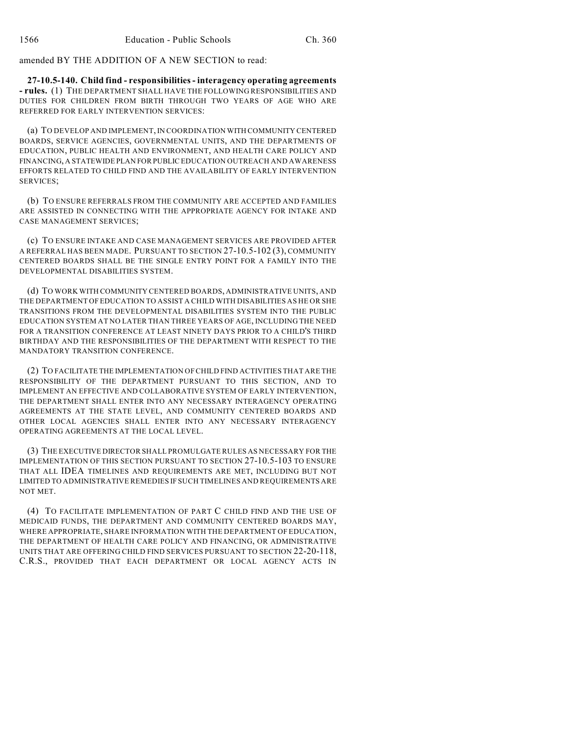amended BY THE ADDITION OF A NEW SECTION to read:

**27-10.5-140. Child find - responsibilities - interagency operating agreements - rules.** (1) THE DEPARTMENT SHALL HAVE THE FOLLOWING RESPONSIBILITIES AND DUTIES FOR CHILDREN FROM BIRTH THROUGH TWO YEARS OF AGE WHO ARE REFERRED FOR EARLY INTERVENTION SERVICES:

(a) TO DEVELOP AND IMPLEMENT, IN COORDINATION WITH COMMUNITY CENTERED BOARDS, SERVICE AGENCIES, GOVERNMENTAL UNITS, AND THE DEPARTMENTS OF EDUCATION, PUBLIC HEALTH AND ENVIRONMENT, AND HEALTH CARE POLICY AND FINANCING, A STATEWIDE PLAN FOR PUBLIC EDUCATION OUTREACH AND AWARENESS EFFORTS RELATED TO CHILD FIND AND THE AVAILABILITY OF EARLY INTERVENTION SERVICES;

(b) TO ENSURE REFERRALS FROM THE COMMUNITY ARE ACCEPTED AND FAMILIES ARE ASSISTED IN CONNECTING WITH THE APPROPRIATE AGENCY FOR INTAKE AND CASE MANAGEMENT SERVICES;

(c) TO ENSURE INTAKE AND CASE MANAGEMENT SERVICES ARE PROVIDED AFTER A REFERRAL HAS BEEN MADE. PURSUANT TO SECTION 27-10.5-102 (3), COMMUNITY CENTERED BOARDS SHALL BE THE SINGLE ENTRY POINT FOR A FAMILY INTO THE DEVELOPMENTAL DISABILITIES SYSTEM.

(d) TO WORK WITH COMMUNITY CENTERED BOARDS, ADMINISTRATIVE UNITS, AND THE DEPARTMENT OF EDUCATION TO ASSIST A CHILD WITH DISABILITIES AS HE OR SHE TRANSITIONS FROM THE DEVELOPMENTAL DISABILITIES SYSTEM INTO THE PUBLIC EDUCATION SYSTEM AT NO LATER THAN THREE YEARS OF AGE, INCLUDING THE NEED FOR A TRANSITION CONFERENCE AT LEAST NINETY DAYS PRIOR TO A CHILD'S THIRD BIRTHDAY AND THE RESPONSIBILITIES OF THE DEPARTMENT WITH RESPECT TO THE MANDATORY TRANSITION CONFERENCE.

(2) TO FACILITATE THE IMPLEMENTATION OF CHILD FIND ACTIVITIES THAT ARE THE RESPONSIBILITY OF THE DEPARTMENT PURSUANT TO THIS SECTION, AND TO IMPLEMENT AN EFFECTIVE AND COLLABORATIVE SYSTEM OF EARLY INTERVENTION, THE DEPARTMENT SHALL ENTER INTO ANY NECESSARY INTERAGENCY OPERATING AGREEMENTS AT THE STATE LEVEL, AND COMMUNITY CENTERED BOARDS AND OTHER LOCAL AGENCIES SHALL ENTER INTO ANY NECESSARY INTERAGENCY OPERATING AGREEMENTS AT THE LOCAL LEVEL.

(3) THE EXECUTIVE DIRECTOR SHALL PROMULGATE RULES AS NECESSARY FOR THE IMPLEMENTATION OF THIS SECTION PURSUANT TO SECTION 27-10.5-103 TO ENSURE THAT ALL IDEA TIMELINES AND REQUIREMENTS ARE MET, INCLUDING BUT NOT LIMITED TO ADMINISTRATIVE REMEDIES IF SUCH TIMELINES AND REQUIREMENTS ARE NOT MET.

(4) TO FACILITATE IMPLEMENTATION OF PART C CHILD FIND AND THE USE OF MEDICAID FUNDS, THE DEPARTMENT AND COMMUNITY CENTERED BOARDS MAY, WHERE APPROPRIATE, SHARE INFORMATION WITH THE DEPARTMENT OF EDUCATION, THE DEPARTMENT OF HEALTH CARE POLICY AND FINANCING, OR ADMINISTRATIVE UNITS THAT ARE OFFERING CHILD FIND SERVICES PURSUANT TO SECTION 22-20-118, C.R.S., PROVIDED THAT EACH DEPARTMENT OR LOCAL AGENCY ACTS IN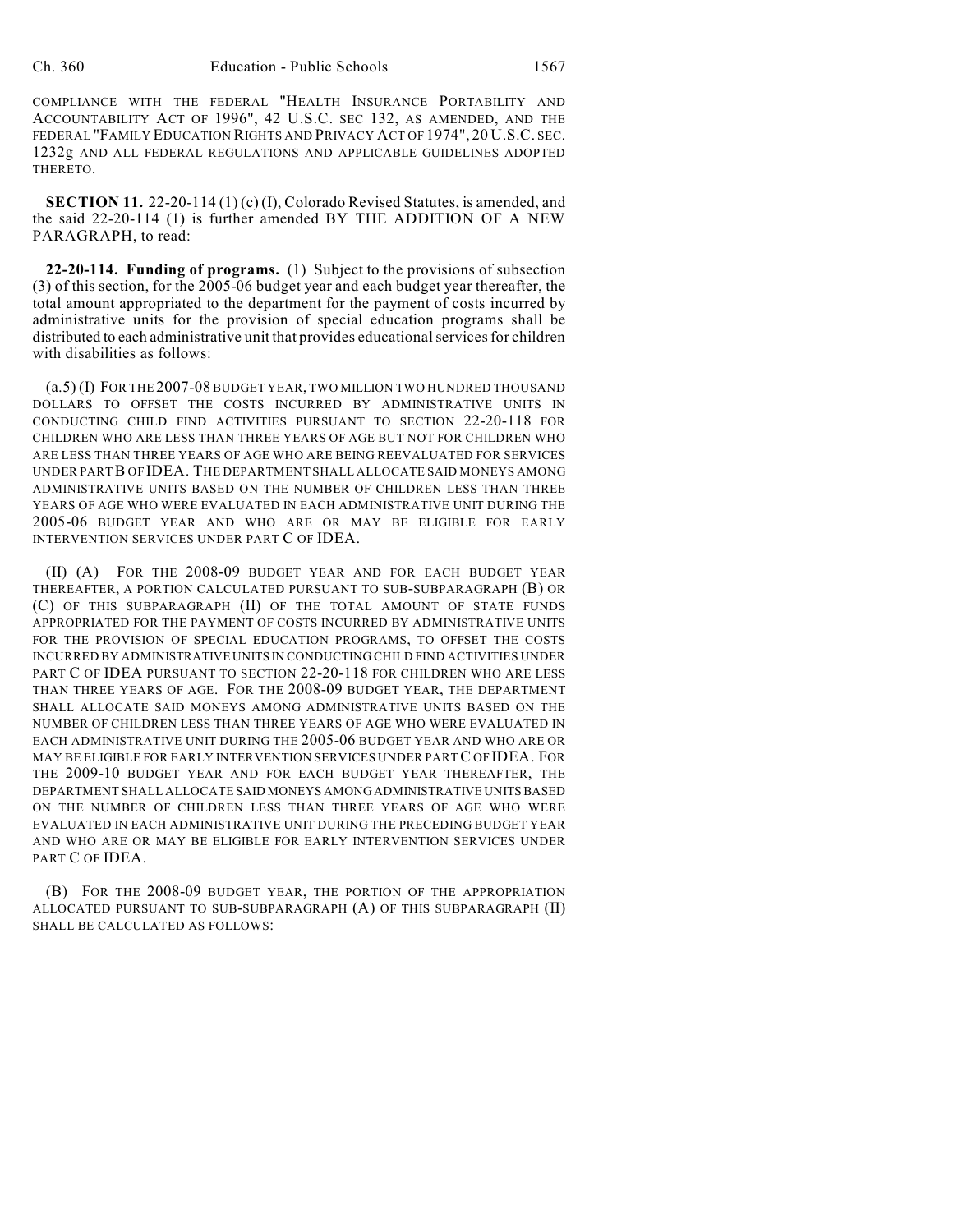COMPLIANCE WITH THE FEDERAL "HEALTH INSURANCE PORTABILITY AND ACCOUNTABILITY ACT OF 1996", 42 U.S.C. SEC 132, AS AMENDED, AND THE FEDERAL "FAMILY EDUCATION RIGHTS AND PRIVACY ACT OF 1974", 20 U.S.C. SEC. 1232g AND ALL FEDERAL REGULATIONS AND APPLICABLE GUIDELINES ADOPTED THERETO.

**SECTION 11.** 22-20-114 (1) (c) (I), Colorado Revised Statutes, is amended, and the said 22-20-114 (1) is further amended BY THE ADDITION OF A NEW PARAGRAPH, to read:

**22-20-114. Funding of programs.** (1) Subject to the provisions of subsection (3) of this section, for the 2005-06 budget year and each budget year thereafter, the total amount appropriated to the department for the payment of costs incurred by administrative units for the provision of special education programs shall be distributed to each administrative unit that provides educational services for children with disabilities as follows:

(a.5) (I) FOR THE 2007-08 BUDGET YEAR, TWO MILLION TWO HUNDRED THOUSAND DOLLARS TO OFFSET THE COSTS INCURRED BY ADMINISTRATIVE UNITS IN CONDUCTING CHILD FIND ACTIVITIES PURSUANT TO SECTION 22-20-118 FOR CHILDREN WHO ARE LESS THAN THREE YEARS OF AGE BUT NOT FOR CHILDREN WHO ARE LESS THAN THREE YEARS OF AGE WHO ARE BEING REEVALUATED FOR SERVICES UNDER PART B OF IDEA. THE DEPARTMENT SHALL ALLOCATE SAID MONEYS AMONG ADMINISTRATIVE UNITS BASED ON THE NUMBER OF CHILDREN LESS THAN THREE YEARS OF AGE WHO WERE EVALUATED IN EACH ADMINISTRATIVE UNIT DURING THE 2005-06 BUDGET YEAR AND WHO ARE OR MAY BE ELIGIBLE FOR EARLY INTERVENTION SERVICES UNDER PART C OF IDEA.

(II) (A) FOR THE 2008-09 BUDGET YEAR AND FOR EACH BUDGET YEAR THEREAFTER, A PORTION CALCULATED PURSUANT TO SUB-SUBPARAGRAPH (B) OR (C) OF THIS SUBPARAGRAPH (II) OF THE TOTAL AMOUNT OF STATE FUNDS APPROPRIATED FOR THE PAYMENT OF COSTS INCURRED BY ADMINISTRATIVE UNITS FOR THE PROVISION OF SPECIAL EDUCATION PROGRAMS, TO OFFSET THE COSTS INCURRED BY ADMINISTRATIVE UNITS IN CONDUCTING CHILD FIND ACTIVITIES UNDER PART C OF IDEA PURSUANT TO SECTION 22-20-118 FOR CHILDREN WHO ARE LESS THAN THREE YEARS OF AGE. FOR THE 2008-09 BUDGET YEAR, THE DEPARTMENT SHALL ALLOCATE SAID MONEYS AMONG ADMINISTRATIVE UNITS BASED ON THE NUMBER OF CHILDREN LESS THAN THREE YEARS OF AGE WHO WERE EVALUATED IN EACH ADMINISTRATIVE UNIT DURING THE 2005-06 BUDGET YEAR AND WHO ARE OR MAY BE ELIGIBLE FOR EARLY INTERVENTION SERVICES UNDER PART C OF IDEA. FOR THE 2009-10 BUDGET YEAR AND FOR EACH BUDGET YEAR THEREAFTER, THE DEPARTMENT SHALL ALLOCATE SAID MONEYS AMONG ADMINISTRATIVE UNITS BASED ON THE NUMBER OF CHILDREN LESS THAN THREE YEARS OF AGE WHO WERE EVALUATED IN EACH ADMINISTRATIVE UNIT DURING THE PRECEDING BUDGET YEAR AND WHO ARE OR MAY BE ELIGIBLE FOR EARLY INTERVENTION SERVICES UNDER PART C OF IDEA.

(B) FOR THE 2008-09 BUDGET YEAR, THE PORTION OF THE APPROPRIATION ALLOCATED PURSUANT TO SUB-SUBPARAGRAPH (A) OF THIS SUBPARAGRAPH (II) SHALL BE CALCULATED AS FOLLOWS: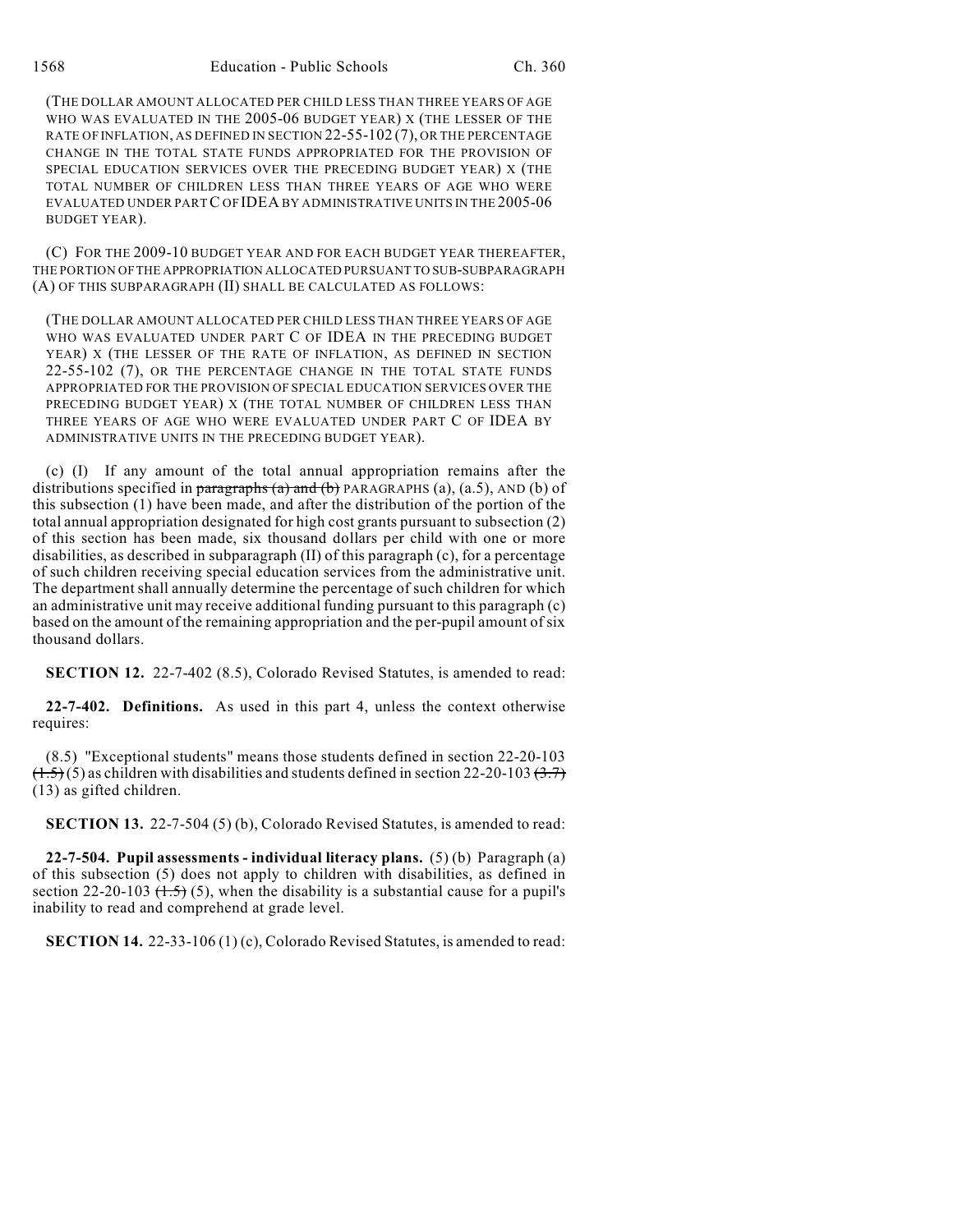(THE DOLLAR AMOUNT ALLOCATED PER CHILD LESS THAN THREE YEARS OF AGE WHO WAS EVALUATED IN THE 2005-06 BUDGET YEAR) X (THE LESSER OF THE RATE OF INFLATION, AS DEFINED IN SECTION 22-55-102 (7), OR THE PERCENTAGE CHANGE IN THE TOTAL STATE FUNDS APPROPRIATED FOR THE PROVISION OF SPECIAL EDUCATION SERVICES OVER THE PRECEDING BUDGET YEAR) X (THE TOTAL NUMBER OF CHILDREN LESS THAN THREE YEARS OF AGE WHO WERE EVALUATED UNDER PART C OF IDEA BY ADMINISTRATIVE UNITS IN THE 2005-06 BUDGET YEAR).

(C) FOR THE 2009-10 BUDGET YEAR AND FOR EACH BUDGET YEAR THEREAFTER, THE PORTION OF THE APPROPRIATION ALLOCATED PURSUANT TO SUB-SUBPARAGRAPH (A) OF THIS SUBPARAGRAPH (II) SHALL BE CALCULATED AS FOLLOWS:

(THE DOLLAR AMOUNT ALLOCATED PER CHILD LESS THAN THREE YEARS OF AGE WHO WAS EVALUATED UNDER PART C OF IDEA IN THE PRECEDING BUDGET YEAR) X (THE LESSER OF THE RATE OF INFLATION, AS DEFINED IN SECTION 22-55-102 (7), OR THE PERCENTAGE CHANGE IN THE TOTAL STATE FUNDS APPROPRIATED FOR THE PROVISION OF SPECIAL EDUCATION SERVICES OVER THE PRECEDING BUDGET YEAR) X (THE TOTAL NUMBER OF CHILDREN LESS THAN THREE YEARS OF AGE WHO WERE EVALUATED UNDER PART C OF IDEA BY ADMINISTRATIVE UNITS IN THE PRECEDING BUDGET YEAR).

(c) (I) If any amount of the total annual appropriation remains after the distributions specified in ~~paragraphs (a) and (b)~~ PARAGRAPHS (a), (a.5), AND (b) of this subsection (1) have been made, and after the distribution of the portion of the total annual appropriation designated for high cost grants pursuant to subsection (2) of this section has been made, six thousand dollars per child with one or more disabilities, as described in subparagraph (II) of this paragraph (c), for a percentage of such children receiving special education services from the administrative unit. The department shall annually determine the percentage of such children for which an administrative unit may receive additional funding pursuant to this paragraph (c) based on the amount of the remaining appropriation and the per-pupil amount of six thousand dollars.

**SECTION 12.** 22-7-402 (8.5), Colorado Revised Statutes, is amended to read:

**22-7-402. Definitions.** As used in this part 4, unless the context otherwise requires:

(8.5) "Exceptional students" means those students defined in section 22-20-103 ~~(1.5)~~ (5) as children with disabilities and students defined in section 22-20-103 ~~(3.7)~~ (13) as gifted children.

**SECTION 13.** 22-7-504 (5) (b), Colorado Revised Statutes, is amended to read:

**22-7-504. Pupil assessments - individual literacy plans.** (5) (b) Paragraph (a) of this subsection (5) does not apply to children with disabilities, as defined in section 22-20-103 ~~(1.5)~~ (5), when the disability is a substantial cause for a pupil's inability to read and comprehend at grade level.

**SECTION 14.** 22-33-106 (1) (c), Colorado Revised Statutes, is amended to read: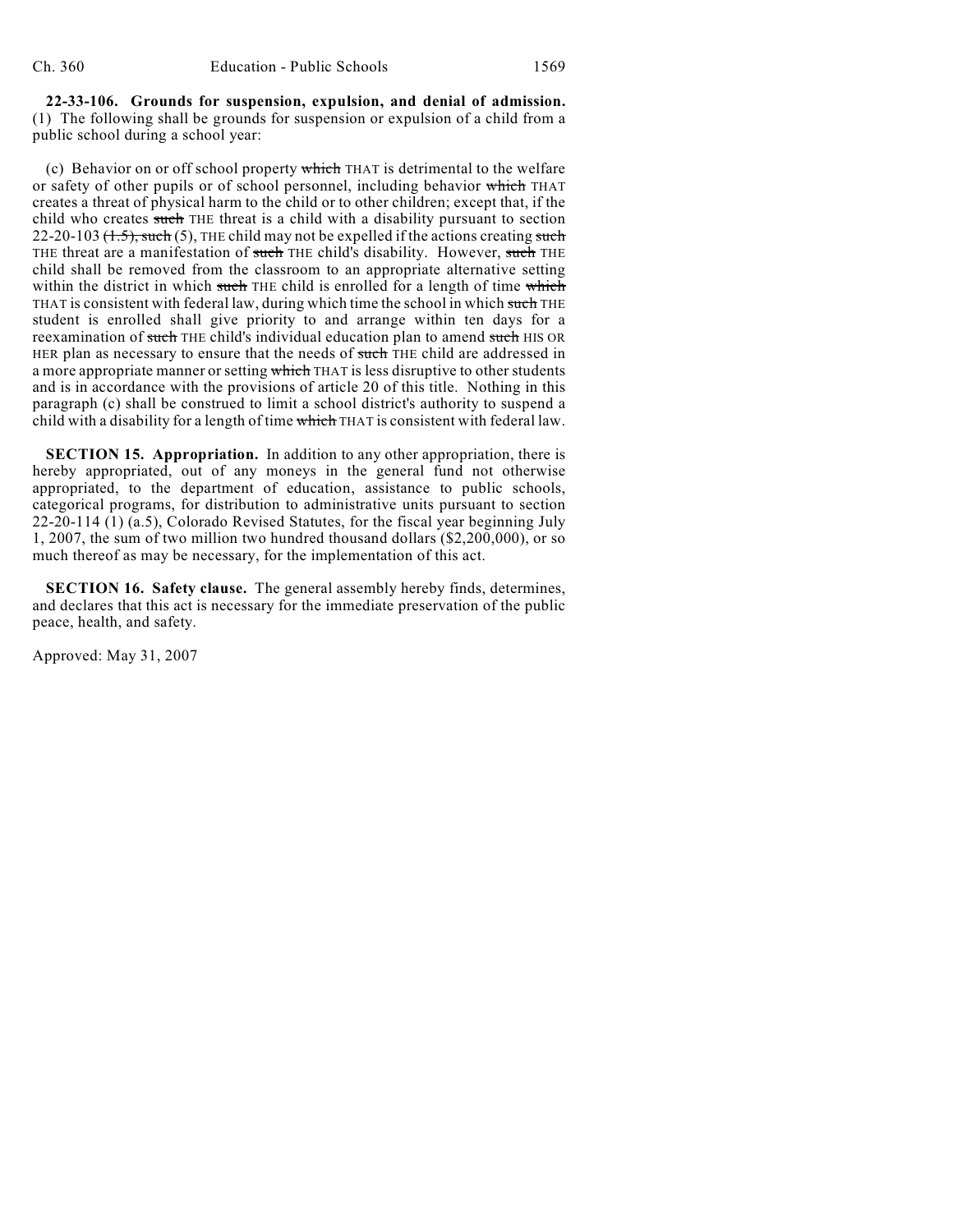**22-33-106. Grounds for suspension, expulsion, and denial of admission.** (1) The following shall be grounds for suspension or expulsion of a child from a public school during a school year:

(c) Behavior on or off school property ~~which~~ THAT is detrimental to the welfare or safety of other pupils or of school personnel, including behavior ~~which~~ THAT creates a threat of physical harm to the child or to other children; except that, if the child who creates ~~such~~ THE threat is a child with a disability pursuant to section 22-20-103 ~~(1.5), such~~ (5), THE child may not be expelled if the actions creating ~~such~~ THE threat are a manifestation of ~~such~~ THE child's disability. However, ~~such~~ THE child shall be removed from the classroom to an appropriate alternative setting within the district in which ~~such~~ THE child is enrolled for a length of time ~~which~~ THAT is consistent with federal law, during which time the school in which ~~such~~ THE student is enrolled shall give priority to and arrange within ten days for a reexamination of ~~such~~ THE child's individual education plan to amend ~~such~~ HIS OR HER plan as necessary to ensure that the needs of ~~such~~ THE child are addressed in a more appropriate manner or setting ~~which~~ THAT is less disruptive to other students and is in accordance with the provisions of article 20 of this title. Nothing in this paragraph (c) shall be construed to limit a school district's authority to suspend a child with a disability for a length of time ~~which~~ THAT is consistent with federal law.

**SECTION 15. Appropriation.** In addition to any other appropriation, there is hereby appropriated, out of any moneys in the general fund not otherwise appropriated, to the department of education, assistance to public schools, categorical programs, for distribution to administrative units pursuant to section 22-20-114 (1) (a.5), Colorado Revised Statutes, for the fiscal year beginning July 1, 2007, the sum of two million two hundred thousand dollars ($2,200,000), or so much thereof as may be necessary, for the implementation of this act.

**SECTION 16. Safety clause.** The general assembly hereby finds, determines, and declares that this act is necessary for the immediate preservation of the public peace, health, and safety.

Approved: May 31, 2007